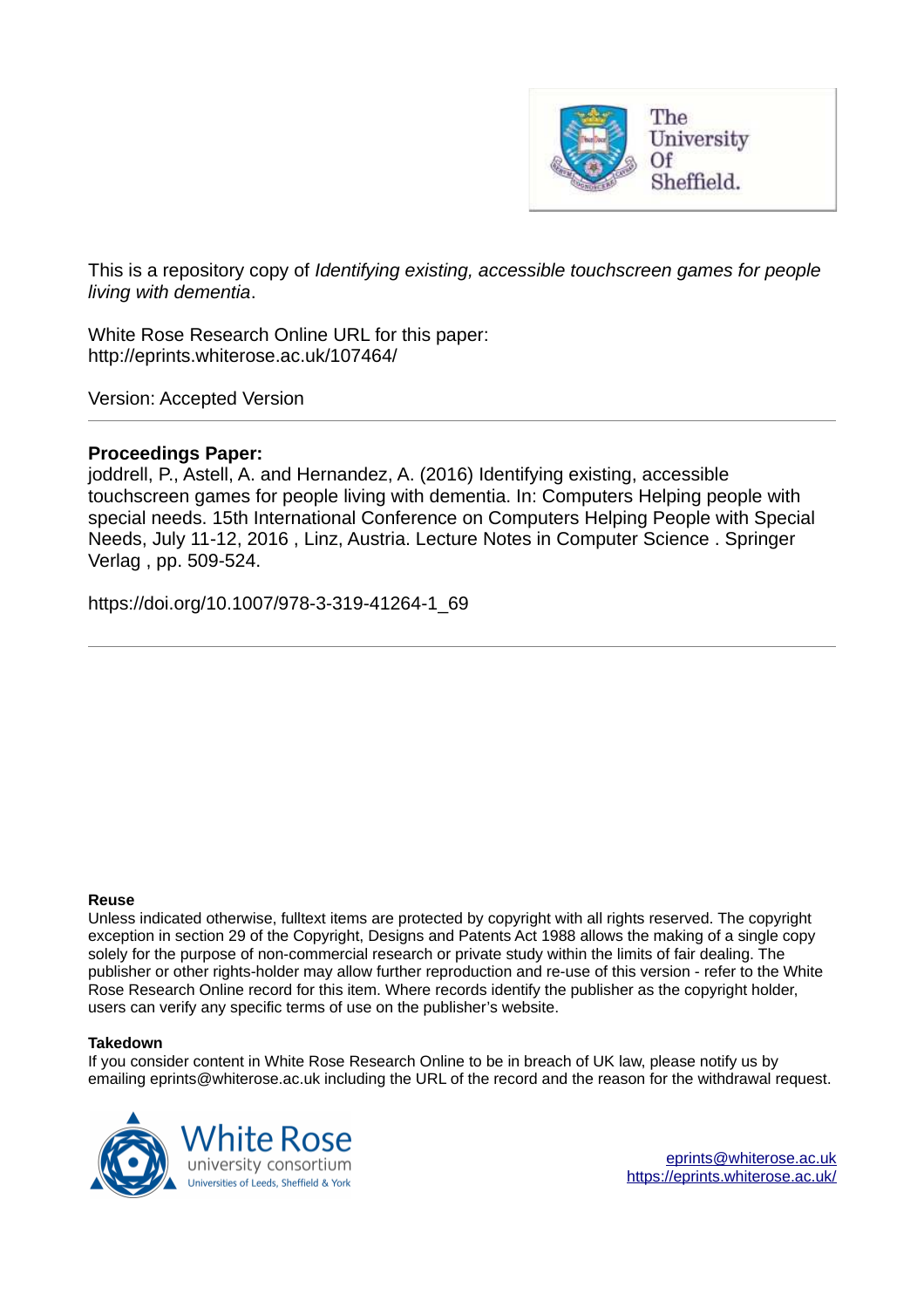This is a repository copy of *Identifying existing, accessible touchscreen games for people living with dementia*.

White Rose Research Online URL for this paper:
http://eprints.whiterose.ac.uk/107464/

Version: Accepted Version

---

**Proceedings Paper:**

joddrell, P., Astell, A. and Hernandez, A. (2016) Identifying existing, accessible touchscreen games for people living with dementia. In: Computers Helping people with special needs. 15th International Conference on Computers Helping People with Special Needs, July 11-12, 2016 , Linz, Austria. Lecture Notes in Computer Science . Springer Verlag , pp. 509-524.

https://doi.org/10.1007/978-3-319-41264-1_69

---

**Reuse**

Unless indicated otherwise, fulltext items are protected by copyright with all rights reserved. The copyright exception in section 29 of the Copyright, Designs and Patents Act 1988 allows the making of a single copy solely for the purpose of non-commercial research or private study within the limits of fair dealing. The publisher or other rights-holder may allow further reproduction and re-use of this version - refer to the White Rose Research Online record for this item. Where records identify the publisher as the copyright holder, users can verify any specific terms of use on the publisher's website.

**Takedown**

If you consider content in White Rose Research Online to be in breach of UK law, please notify us by emailing eprints@whiterose.ac.uk including the URL of the record and the reason for the withdrawal request.

eprints@whiterose.ac.uk
https://eprints.whiterose.ac.uk/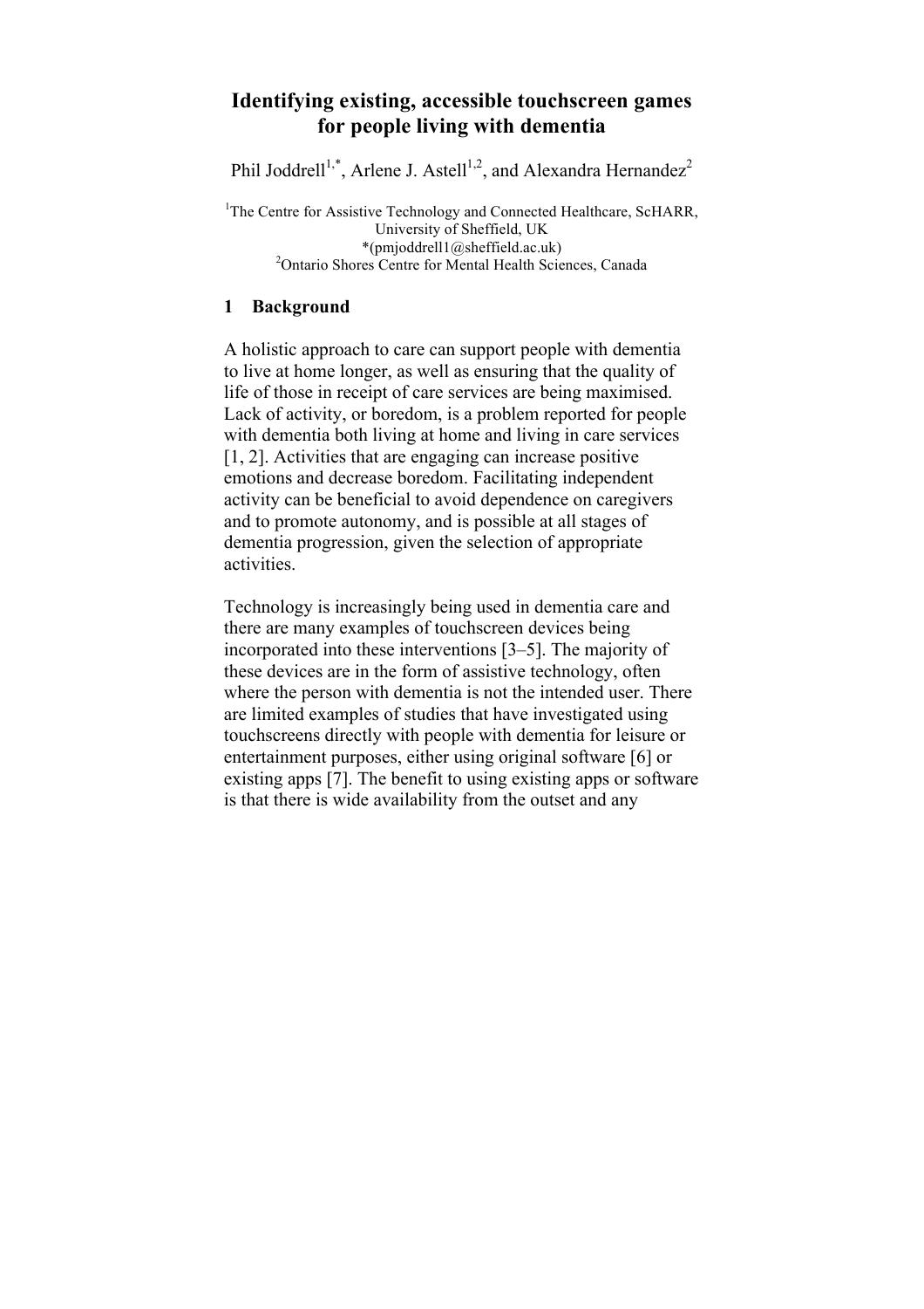# Identifying existing, accessible touchscreen games for people living with dementia

Phil Joddrell[1,*], Arlene J. Astell[1,2], and Alexandra Hernandez[2]

[1]The Centre for Assistive Technology and Connected Healthcare, ScHARR, University of Sheffield, UK
*(pmjoddrell1@sheffield.ac.uk)
[2]Ontario Shores Centre for Mental Health Sciences, Canada

## 1 Background

A holistic approach to care can support people with dementia to live at home longer, as well as ensuring that the quality of life of those in receipt of care services are being maximised. Lack of activity, or boredom, is a problem reported for people with dementia both living at home and living in care services [1, 2]. Activities that are engaging can increase positive emotions and decrease boredom. Facilitating independent activity can be beneficial to avoid dependence on caregivers and to promote autonomy, and is possible at all stages of dementia progression, given the selection of appropriate activities.

Technology is increasingly being used in dementia care and there are many examples of touchscreen devices being incorporated into these interventions [3–5]. The majority of these devices are in the form of assistive technology, often where the person with dementia is not the intended user. There are limited examples of studies that have investigated using touchscreens directly with people with dementia for leisure or entertainment purposes, either using original software [6] or existing apps [7]. The benefit to using existing apps or software is that there is wide availability from the outset and any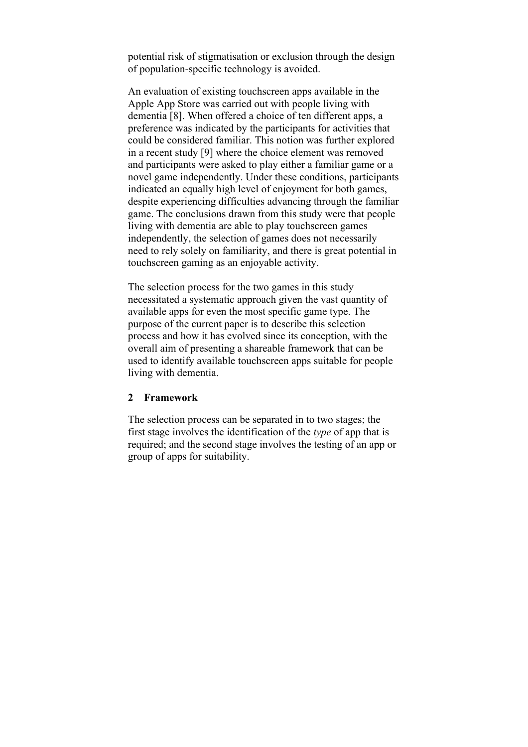potential risk of stigmatisation or exclusion through the design of population-specific technology is avoided.

An evaluation of existing touchscreen apps available in the Apple App Store was carried out with people living with dementia [8]. When offered a choice of ten different apps, a preference was indicated by the participants for activities that could be considered familiar. This notion was further explored in a recent study [9] where the choice element was removed and participants were asked to play either a familiar game or a novel game independently. Under these conditions, participants indicated an equally high level of enjoyment for both games, despite experiencing difficulties advancing through the familiar game. The conclusions drawn from this study were that people living with dementia are able to play touchscreen games independently, the selection of games does not necessarily need to rely solely on familiarity, and there is great potential in touchscreen gaming as an enjoyable activity.

The selection process for the two games in this study necessitated a systematic approach given the vast quantity of available apps for even the most specific game type. The purpose of the current paper is to describe this selection process and how it has evolved since its conception, with the overall aim of presenting a shareable framework that can be used to identify available touchscreen apps suitable for people living with dementia.

## 2 Framework

The selection process can be separated in to two stages; the first stage involves the identification of the *type* of app that is required; and the second stage involves the testing of an app or group of apps for suitability.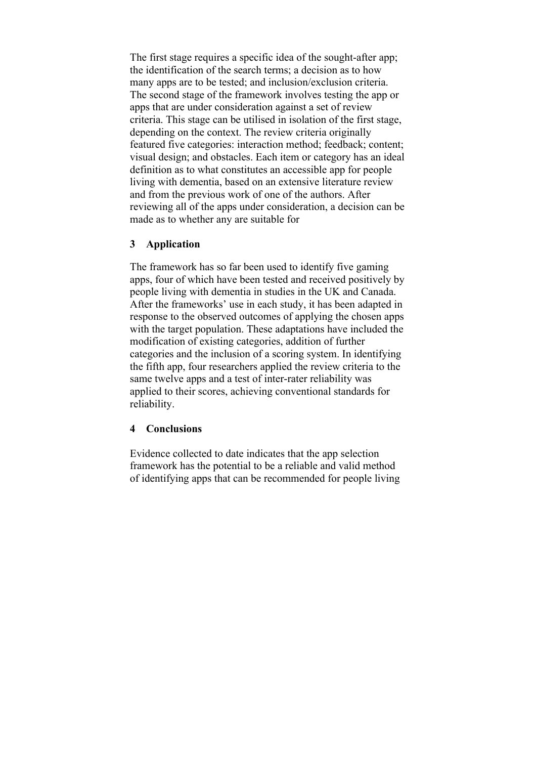The first stage requires a specific idea of the sought-after app; the identification of the search terms; a decision as to how many apps are to be tested; and inclusion/exclusion criteria. The second stage of the framework involves testing the app or apps that are under consideration against a set of review criteria. This stage can be utilised in isolation of the first stage, depending on the context. The review criteria originally featured five categories: interaction method; feedback; content; visual design; and obstacles. Each item or category has an ideal definition as to what constitutes an accessible app for people living with dementia, based on an extensive literature review and from the previous work of one of the authors. After reviewing all of the apps under consideration, a decision can be made as to whether any are suitable for

## 3 Application

The framework has so far been used to identify five gaming apps, four of which have been tested and received positively by people living with dementia in studies in the UK and Canada. After the frameworks' use in each study, it has been adapted in response to the observed outcomes of applying the chosen apps with the target population. These adaptations have included the modification of existing categories, addition of further categories and the inclusion of a scoring system. In identifying the fifth app, four researchers applied the review criteria to the same twelve apps and a test of inter-rater reliability was applied to their scores, achieving conventional standards for reliability.

## 4 Conclusions

Evidence collected to date indicates that the app selection framework has the potential to be a reliable and valid method of identifying apps that can be recommended for people living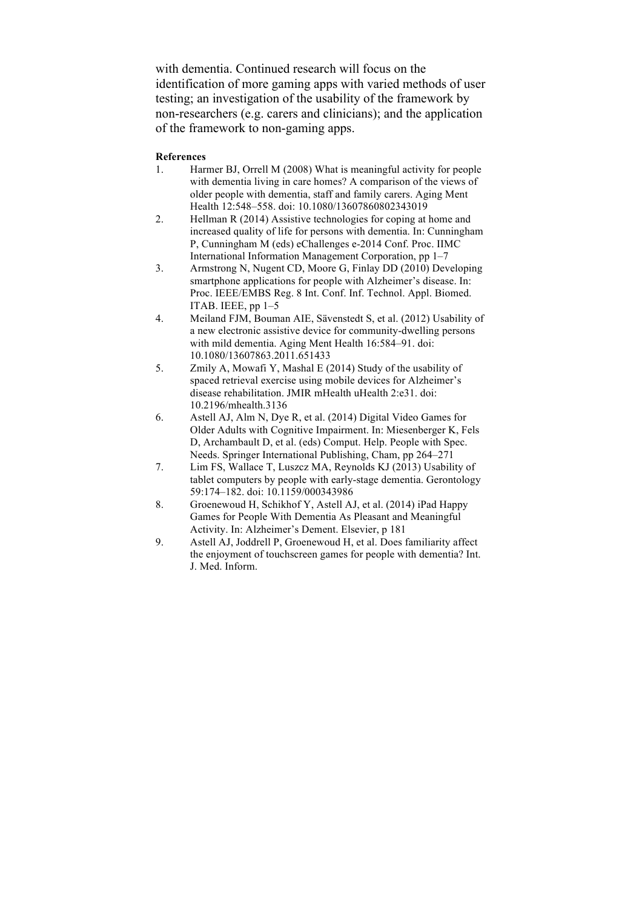with dementia. Continued research will focus on the identification of more gaming apps with varied methods of user testing; an investigation of the usability of the framework by non-researchers (e.g. carers and clinicians); and the application of the framework to non-gaming apps.

**References**

1. Harmer BJ, Orrell M (2008) What is meaningful activity for people with dementia living in care homes? A comparison of the views of older people with dementia, staff and family carers. Aging Ment Health 12:548–558. doi: 10.1080/13607860802343019
2. Hellman R (2014) Assistive technologies for coping at home and increased quality of life for persons with dementia. In: Cunningham P, Cunningham M (eds) eChallenges e-2014 Conf. Proc. IIMC International Information Management Corporation, pp 1–7
3. Armstrong N, Nugent CD, Moore G, Finlay DD (2010) Developing smartphone applications for people with Alzheimer's disease. In: Proc. IEEE/EMBS Reg. 8 Int. Conf. Inf. Technol. Appl. Biomed. ITAB. IEEE, pp 1–5
4. Meiland FJM, Bouman AIE, Sävenstedt S, et al. (2012) Usability of a new electronic assistive device for community-dwelling persons with mild dementia. Aging Ment Health 16:584–91. doi: 10.1080/13607863.2011.651433
5. Zmily A, Mowafi Y, Mashal E (2014) Study of the usability of spaced retrieval exercise using mobile devices for Alzheimer's disease rehabilitation. JMIR mHealth uHealth 2:e31. doi: 10.2196/mhealth.3136
6. Astell AJ, Alm N, Dye R, et al. (2014) Digital Video Games for Older Adults with Cognitive Impairment. In: Miesenberger K, Fels D, Archambault D, et al. (eds) Comput. Help. People with Spec. Needs. Springer International Publishing, Cham, pp 264–271
7. Lim FS, Wallace T, Luszcz MA, Reynolds KJ (2013) Usability of tablet computers by people with early-stage dementia. Gerontology 59:174–182. doi: 10.1159/000343986
8. Groenewoud H, Schikhof Y, Astell AJ, et al. (2014) iPad Happy Games for People With Dementia As Pleasant and Meaningful Activity. In: Alzheimer's Dement. Elsevier, p 181
9. Astell AJ, Joddrell P, Groenewoud H, et al. Does familiarity affect the enjoyment of touchscreen games for people with dementia? Int. J. Med. Inform.